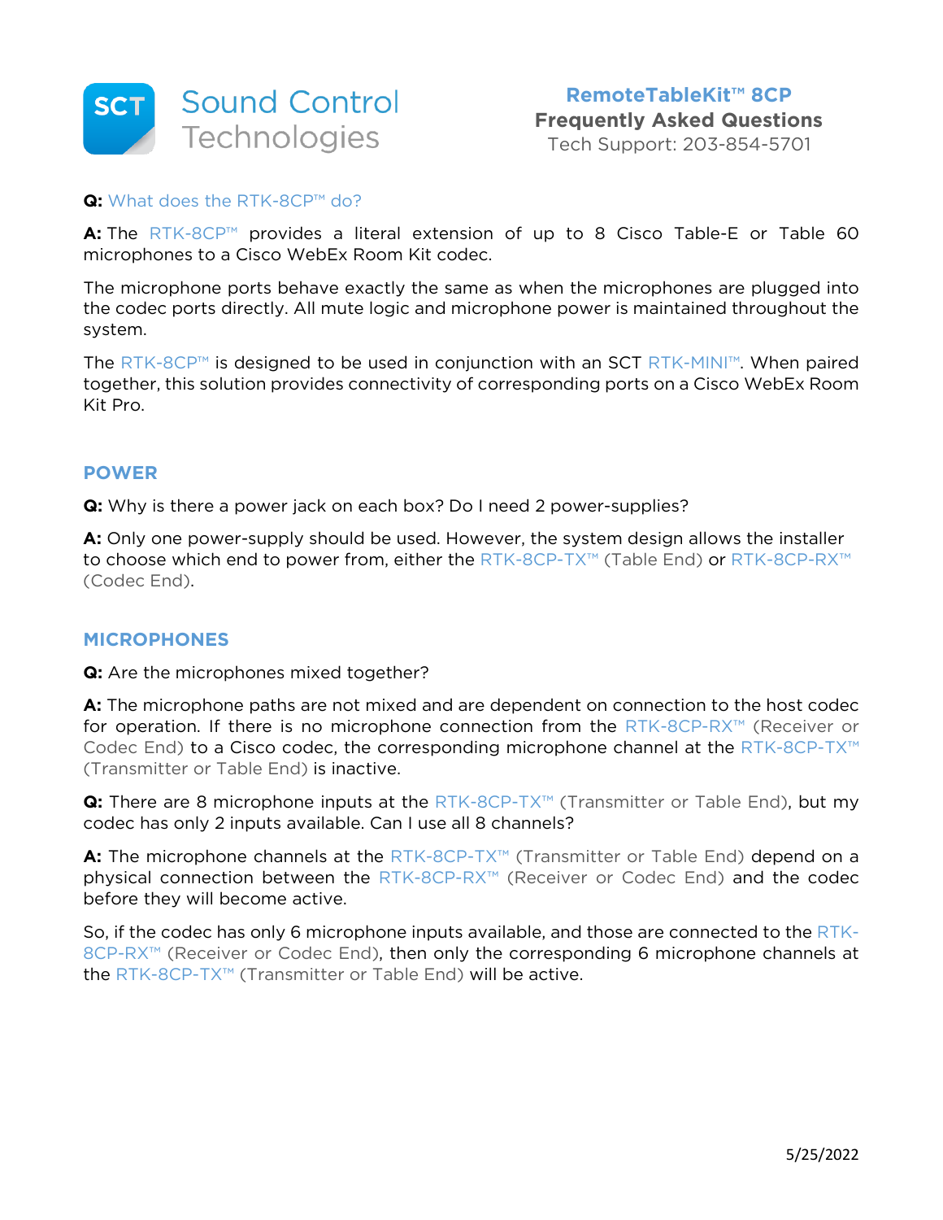# RemoteTableKit™ 8CP

**Frequently Asked Questions**

Tech Support: 203-854-5701

**Q:** What does the RTK-8CP™ do?

**A:** The RTK-8CP™ provides a literal extension of up to 8 Cisco Table-E or Table 60 microphones to a Cisco WebEx Room Kit codec.

The microphone ports behave exactly the same as when the microphones are plugged into the codec ports directly. All mute logic and microphone power is maintained throughout the system.

The RTK-8CP™ is designed to be used in conjunction with an SCT RTK-MINI™. When paired together, this solution provides connectivity of corresponding ports on a Cisco WebEx Room Kit Pro.

## POWER

**Q:** Why is there a power jack on each box? Do I need 2 power-supplies?

**A:** Only one power-supply should be used. However, the system design allows the installer to choose which end to power from, either the RTK-8CP-TX™ (Table End) or RTK-8CP-RX™ (Codec End).

## MICROPHONES

**Q:** Are the microphones mixed together?

**A:** The microphone paths are not mixed and are dependent on connection to the host codec for operation. If there is no microphone connection from the RTK-8CP-RX™ (Receiver or Codec End) to a Cisco codec, the corresponding microphone channel at the RTK-8CP-TX™ (Transmitter or Table End) is inactive.

**Q:** There are 8 microphone inputs at the RTK-8CP-TX™ (Transmitter or Table End), but my codec has only 2 inputs available. Can I use all 8 channels?

**A:** The microphone channels at the RTK-8CP-TX™ (Transmitter or Table End) depend on a physical connection between the RTK-8CP-RX™ (Receiver or Codec End) and the codec before they will become active.

So, if the codec has only 6 microphone inputs available, and those are connected to the RTK-8CP-RX™ (Receiver or Codec End), then only the corresponding 6 microphone channels at the RTK-8CP-TX™ (Transmitter or Table End) will be active.

5/25/2022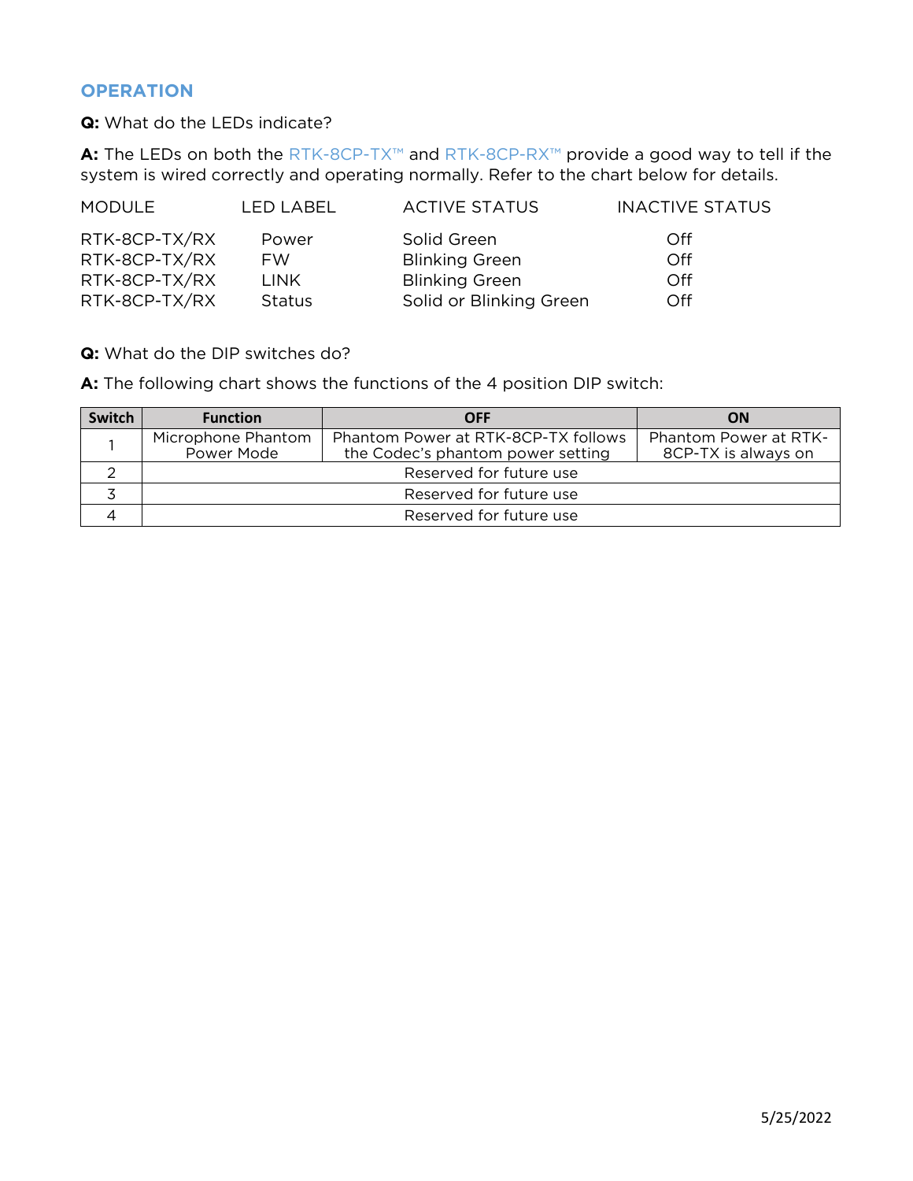## OPERATION

**Q:** What do the LEDs indicate?

**A:** The LEDs on both the RTK-8CP-TX™ and RTK-8CP-RX™ provide a good way to tell if the system is wired correctly and operating normally. Refer to the chart below for details.

| MODULE | LED LABEL | ACTIVE STATUS | INACTIVE STATUS |
|---|---|---|---|
| RTK-8CP-TX/RX | Power | Solid Green | Off |
| RTK-8CP-TX/RX | FW | Blinking Green | Off |
| RTK-8CP-TX/RX | LINK | Blinking Green | Off |
| RTK-8CP-TX/RX | Status | Solid or Blinking Green | Off |

**Q:** What do the DIP switches do?

**A:** The following chart shows the functions of the 4 position DIP switch:

| Switch | Function | OFF | ON |
|---|---|---|---|
| 1 | Microphone Phantom Power Mode | Phantom Power at RTK-8CP-TX follows the Codec's phantom power setting | Phantom Power at RTK-8CP-TX is always on |
| 2 | Reserved for future use | | |
| 3 | Reserved for future use | | |
| 4 | Reserved for future use | | |

5/25/2022